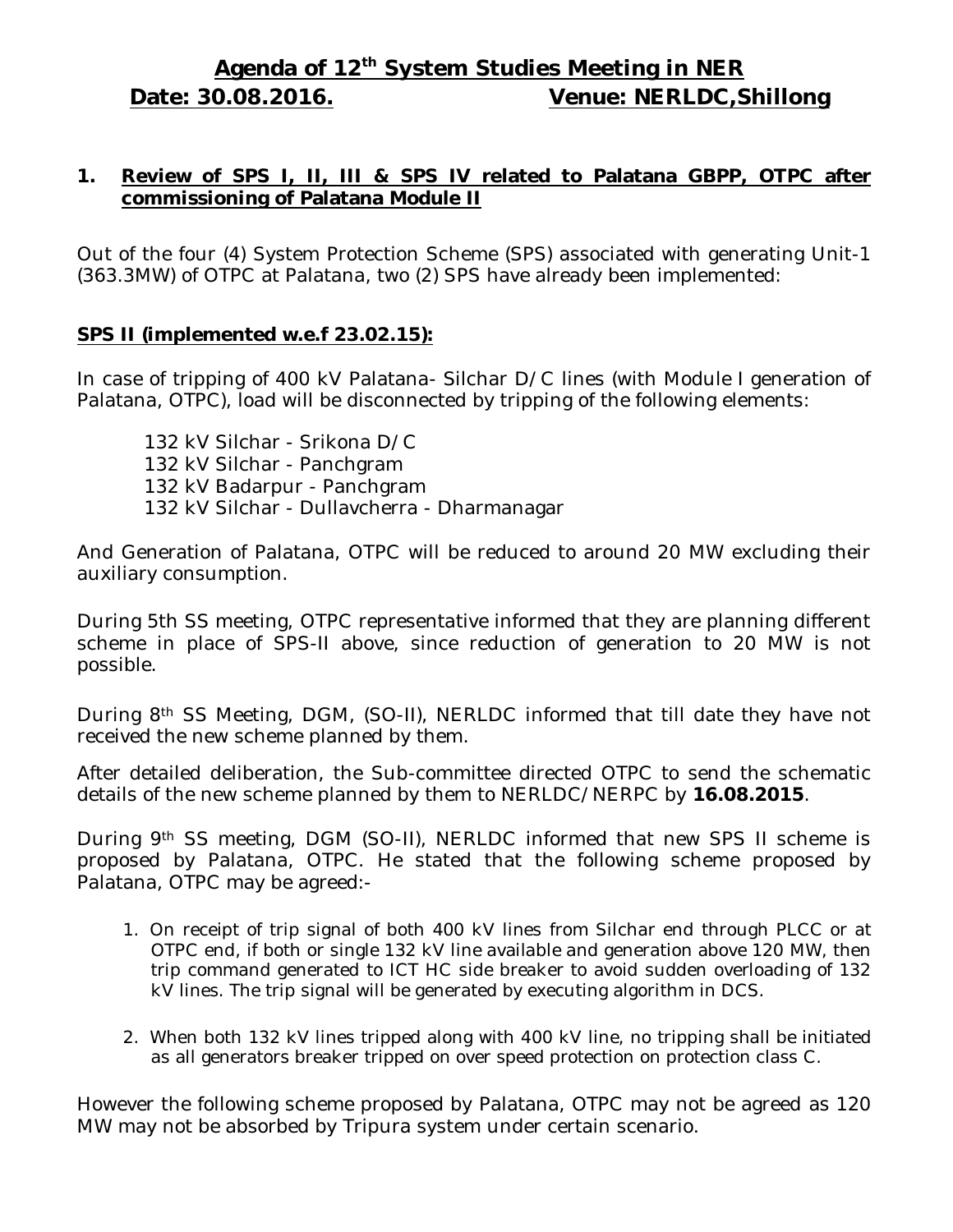# Agenda of 12th System Studies Meeting in NER

**Date: 30.08.2016. Venue: NERLDC,Shillong**

## 1. Review of SPS I, II, III & SPS IV related to Palatana GBPP, OTPC after commissioning of Palatana Module II

Out of the four (4) System Protection Scheme (SPS) associated with generating Unit-1 (363.3MW) of OTPC at Palatana, two (2) SPS have already been implemented:

### SPS II (implemented w.e.f 23.02.15):

In case of tripping of 400 kV Palatana- Silchar D/C lines (with Module I generation of Palatana, OTPC), load will be disconnected by tripping of the following elements:

132 kV Silchar - Srikona D/C
132 kV Silchar - Panchgram
132 kV Badarpur - Panchgram
132 kV Silchar - Dullavcherra - Dharmanagar

And Generation of Palatana, OTPC will be reduced to around 20 MW excluding their auxiliary consumption.

During 5th SS meeting, OTPC representative informed that they are planning different scheme in place of SPS-II above, since reduction of generation to 20 MW is not possible.

During 8th SS Meeting, DGM, (SO-II), NERLDC informed that till date they have not received the new scheme planned by them.

After detailed deliberation, the Sub-committee directed OTPC to send the schematic details of the new scheme planned by them to NERLDC/NERPC by **16.08.2015**.

During 9th SS meeting, DGM (SO-II), NERLDC informed that new SPS II scheme is proposed by Palatana, OTPC. He stated that the following scheme proposed by Palatana, OTPC may be agreed:-

1. On receipt of trip signal of both 400 kV lines from Silchar end through PLCC or at OTPC end, if both or single 132 kV line available and generation above 120 MW, then trip command generated to ICT HC side breaker to avoid sudden overloading of 132 kV lines. The trip signal will be generated by executing algorithm in DCS.
2. When both 132 kV lines tripped along with 400 kV line, no tripping shall be initiated as all generators breaker tripped on over speed protection on protection class C.

However the following scheme proposed by Palatana, OTPC may not be agreed as 120 MW may not be absorbed by Tripura system under certain scenario.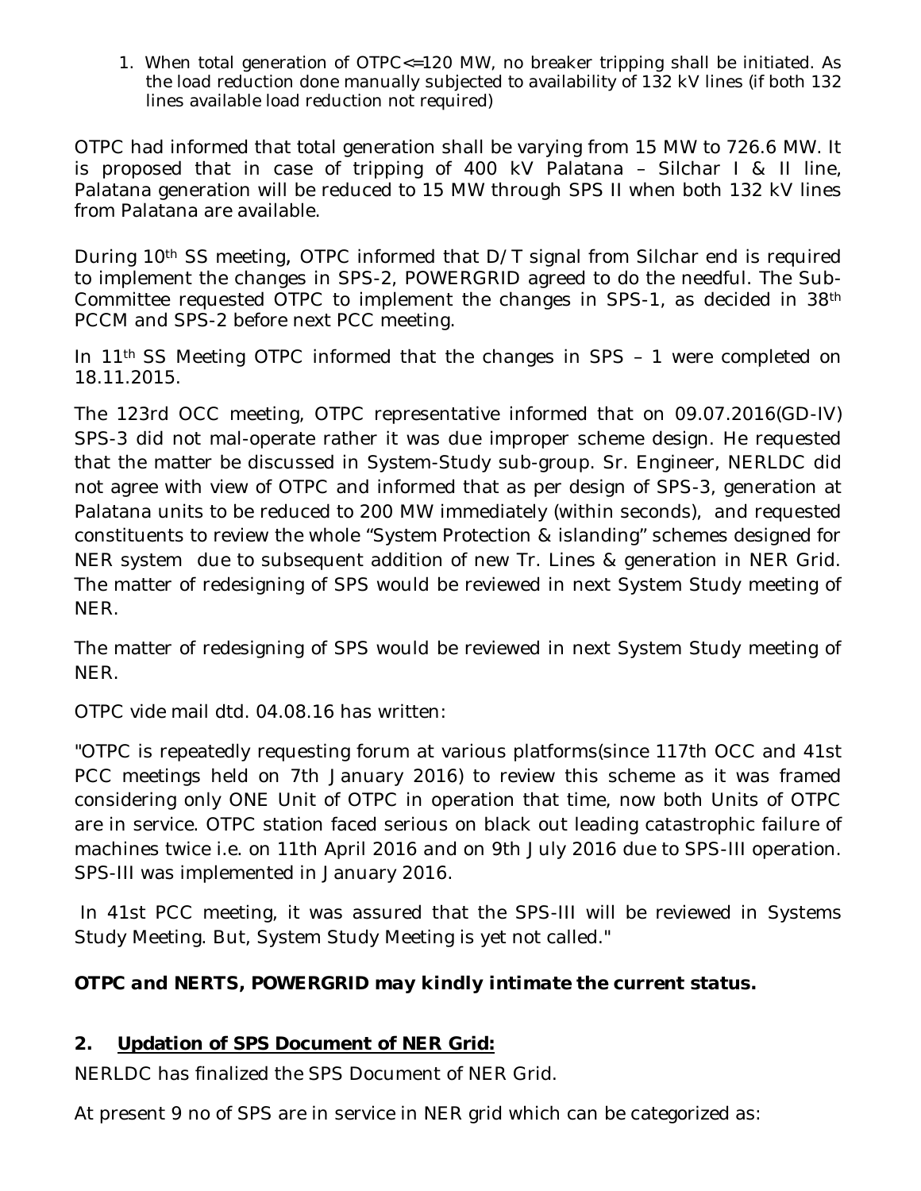1. When total generation of OTPC<=120 MW, no breaker tripping shall be initiated. As the load reduction done manually subjected to availability of 132 kV lines (if both 132 lines available load reduction not required)

OTPC had informed that total generation shall be varying from 15 MW to 726.6 MW. It is proposed that in case of tripping of 400 kV Palatana – Silchar I & II line, Palatana generation will be reduced to 15 MW through SPS II when both 132 kV lines from Palatana are available.

During 10th SS meeting, OTPC informed that D/T signal from Silchar end is required to implement the changes in SPS-2, POWERGRID agreed to do the needful. The Sub-Committee requested OTPC to implement the changes in SPS-1, as decided in 38th PCCM and SPS-2 before next PCC meeting.

In 11th SS Meeting OTPC informed that the changes in SPS – 1 were completed on 18.11.2015.

The 123rd OCC meeting, OTPC representative informed that on 09.07.2016(GD-IV) SPS-3 did not mal-operate rather it was due improper scheme design. He requested that the matter be discussed in System-Study sub-group. Sr. Engineer, NERLDC did not agree with view of OTPC and informed that as per design of SPS-3, generation at Palatana units to be reduced to 200 MW immediately (within seconds), and requested constituents to review the whole "System Protection & islanding" schemes designed for NER system due to subsequent addition of new Tr. Lines & generation in NER Grid. The matter of redesigning of SPS would be reviewed in next System Study meeting of NER.

The matter of redesigning of SPS would be reviewed in next System Study meeting of NER.

OTPC vide mail dtd. 04.08.16 has written:

"OTPC is repeatedly requesting forum at various platforms(since 117th OCC and 41st PCC meetings held on 7th January 2016) to review this scheme as it was framed considering only ONE Unit of OTPC in operation that time, now both Units of OTPC are in service. OTPC station faced serious on black out leading catastrophic failure of machines twice i.e. on 11th April 2016 and on 9th July 2016 due to SPS-III operation. SPS-III was implemented in January 2016.

In 41st PCC meeting, it was assured that the SPS-III will be reviewed in Systems Study Meeting. But, System Study Meeting is yet not called."

***OTPC and NERTS, POWERGRID may kindly intimate the current status.***

## 2. Updation of SPS Document of NER Grid:

NERLDC has finalized the SPS Document of NER Grid.

At present 9 no of SPS are in service in NER grid which can be categorized as: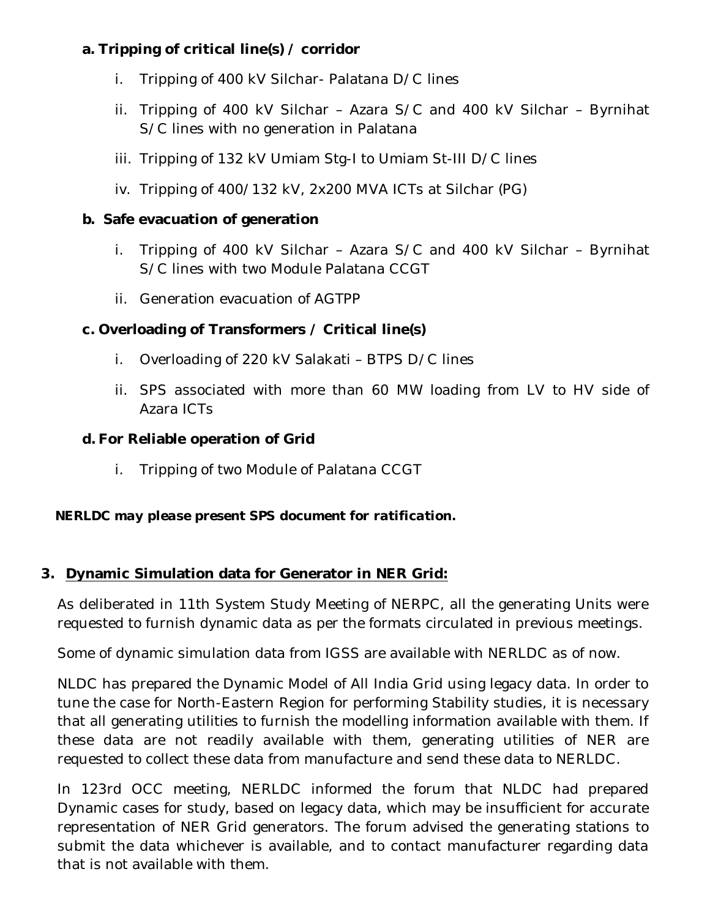**a. Tripping of critical line(s) / corridor**

i. Tripping of 400 kV Silchar- Palatana D/C lines

ii. Tripping of 400 kV Silchar – Azara S/C and 400 kV Silchar – Byrnihat S/C lines with no generation in Palatana

iii. Tripping of 132 kV Umiam Stg-I to Umiam St-III D/C lines

iv. Tripping of 400/132 kV, 2x200 MVA ICTs at Silchar (PG)

**b. Safe evacuation of generation**

i. Tripping of 400 kV Silchar – Azara S/C and 400 kV Silchar – Byrnihat S/C lines with two Module Palatana CCGT

ii. Generation evacuation of AGTPP

**c. Overloading of Transformers / Critical line(s)**

i. Overloading of 220 kV Salakati – BTPS D/C lines

ii. SPS associated with more than 60 MW loading from LV to HV side of Azara ICTs

**d. For Reliable operation of Grid**

i. Tripping of two Module of Palatana CCGT

***NERLDC may please present SPS document for ratification.***

## 3. Dynamic Simulation data for Generator in NER Grid:

As deliberated in 11th System Study Meeting of NERPC, all the generating Units were requested to furnish dynamic data as per the formats circulated in previous meetings.

Some of dynamic simulation data from IGSS are available with NERLDC as of now.

NLDC has prepared the Dynamic Model of All India Grid using legacy data. In order to tune the case for North-Eastern Region for performing Stability studies, it is necessary that all generating utilities to furnish the modelling information available with them. If these data are not readily available with them, generating utilities of NER are requested to collect these data from manufacture and send these data to NERLDC.

In 123rd OCC meeting, NERLDC informed the forum that NLDC had prepared Dynamic cases for study, based on legacy data, which may be insufficient for accurate representation of NER Grid generators. The forum advised the generating stations to submit the data whichever is available, and to contact manufacturer regarding data that is not available with them.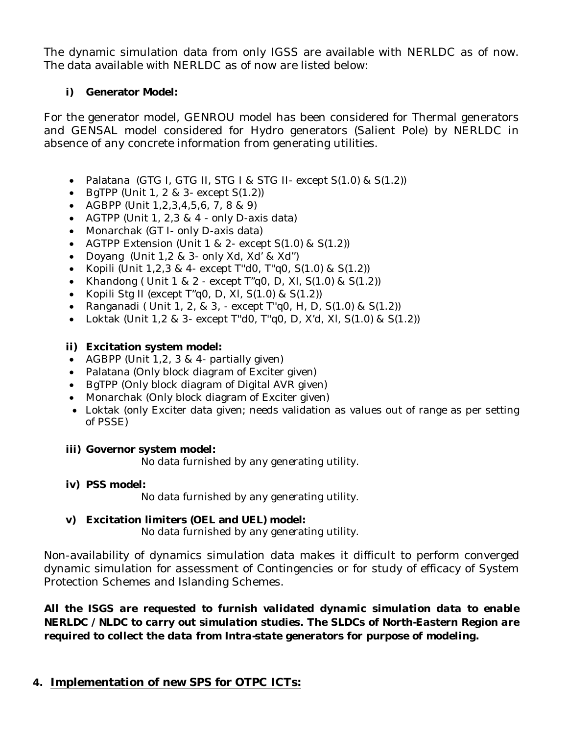The dynamic simulation data from only IGSS are available with NERLDC as of now. The data available with NERLDC as of now are listed below:

**i) Generator Model:**

For the generator model, GENROU model has been considered for Thermal generators and GENSAL model considered for Hydro generators (Salient Pole) by NERLDC in absence of any concrete information from generating utilities.

- Palatana (GTG I, GTG II, STG I & STG II- except S(1.0) & S(1.2))
- BgTPP (Unit 1, 2 & 3- except S(1.2))
- AGBPP (Unit 1,2,3,4,5,6, 7, 8 & 9)
- AGTPP (Unit 1, 2,3 & 4 - only D-axis data)
- Monarchak (GT I- only D-axis data)
- AGTPP Extension (Unit 1 & 2- except S(1.0) & S(1.2))
- Doyang (Unit 1,2 & 3- only Xd, Xd' & Xd")
- Kopili (Unit 1,2,3 & 4- except T"d0, T"q0, S(1.0) & S(1.2))
- Khandong ( Unit 1 & 2 - except T"q0, D, Xl, S(1.0) & S(1.2))
- Kopili Stg II (except T"q0, D, Xl, S(1.0) & S(1.2))
- Ranganadi ( Unit 1, 2, & 3, - except T"q0, H, D, S(1.0) & S(1.2))
- Loktak (Unit 1,2 & 3- except T"d0, T"q0, D, X'd, Xl, S(1.0) & S(1.2))

**ii) Excitation system model:**

- AGBPP (Unit 1,2, 3 & 4- partially given)
- Palatana (Only block diagram of Exciter given)
- BgTPP (Only block diagram of Digital AVR given)
- Monarchak (Only block diagram of Exciter given)
- Loktak (only Exciter data given; needs validation as values out of range as per setting of PSSE)

**iii) Governor system model:**

No data furnished by any generating utility.

**iv) PSS model:**

No data furnished by any generating utility.

**v) Excitation limiters (OEL and UEL) model:**

No data furnished by any generating utility.

Non-availability of dynamics simulation data makes it difficult to perform converged dynamic simulation for assessment of Contingencies or for study of efficacy of System Protection Schemes and Islanding Schemes.

***All the ISGS are requested to furnish validated dynamic simulation data to enable NERLDC / NLDC to carry out simulation studies. The SLDCs of North-Eastern Region are required to collect the data from Intra-state generators for purpose of modeling.***

## 4. Implementation of new SPS for OTPC ICTs: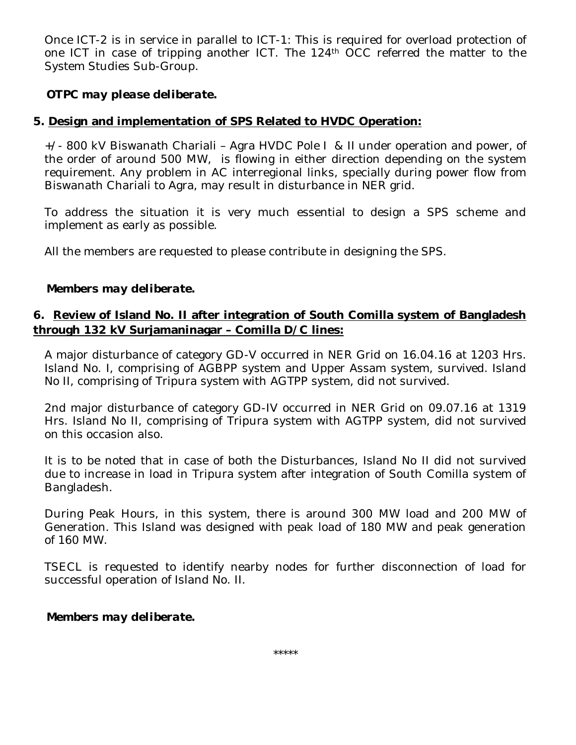Once ICT-2 is in service in parallel to ICT-1: This is required for overload protection of one ICT in case of tripping another ICT. The 124th OCC referred the matter to the System Studies Sub-Group.

***OTPC may please deliberate.***

**5. <u>Design and implementation of SPS Related to HVDC Operation:</u>**

+/- 800 kV Biswanath Chariali – Agra HVDC Pole I & II under operation and power, of the order of around 500 MW, is flowing in either direction depending on the system requirement. Any problem in AC interregional links, specially during power flow from Biswanath Chariali to Agra, may result in disturbance in NER grid.

To address the situation it is very much essential to design a SPS scheme and implement as early as possible.

All the members are requested to please contribute in designing the SPS.

***Members may deliberate.***

**6. <u>Review of Island No. II after integration of South Comilla system of Bangladesh through 132 kV Surjamaninagar – Comilla D/C lines:</u>**

A major disturbance of category GD-V occurred in NER Grid on 16.04.16 at 1203 Hrs. Island No. I, comprising of AGBPP system and Upper Assam system, survived. Island No II, comprising of Tripura system with AGTPP system, did not survived.

2nd major disturbance of category GD-IV occurred in NER Grid on 09.07.16 at 1319 Hrs. Island No II, comprising of Tripura system with AGTPP system, did not survived on this occasion also.

It is to be noted that in case of both the Disturbances, Island No II did not survived due to increase in load in Tripura system after integration of South Comilla system of Bangladesh.

During Peak Hours, in this system, there is around 300 MW load and 200 MW of Generation. This Island was designed with peak load of 180 MW and peak generation of 160 MW.

TSECL is requested to identify nearby nodes for further disconnection of load for successful operation of Island No. II.

***Members may deliberate.***

*****